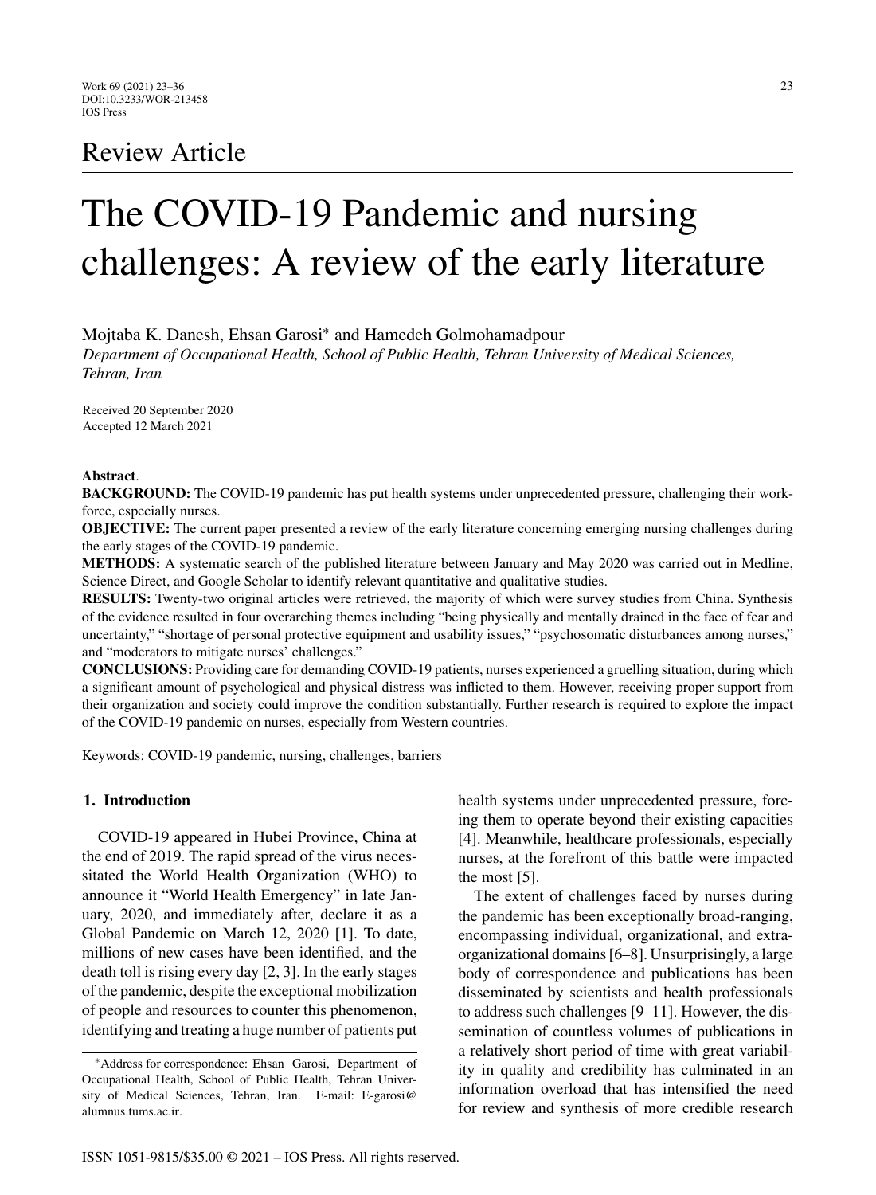Review Article

# The COVID-19 Pandemic and nursing challenges: A review of the early literature

Mojtaba K. Danesh, Ehsan Garosi* and Hamedeh Golmohamadpour

*Department of Occupational Health, School of Public Health, Tehran University of Medical Sciences, Tehran, Iran*

Received 20 September 2020
Accepted 12 March 2021

**Abstract**.

**BACKGROUND:** The COVID-19 pandemic has put health systems under unprecedented pressure, challenging their workforce, especially nurses.

**OBJECTIVE:** The current paper presented a review of the early literature concerning emerging nursing challenges during the early stages of the COVID-19 pandemic.

**METHODS:** A systematic search of the published literature between January and May 2020 was carried out in Medline, Science Direct, and Google Scholar to identify relevant quantitative and qualitative studies.

**RESULTS:** Twenty-two original articles were retrieved, the majority of which were survey studies from China. Synthesis of the evidence resulted in four overarching themes including "being physically and mentally drained in the face of fear and uncertainty," "shortage of personal protective equipment and usability issues," "psychosomatic disturbances among nurses," and "moderators to mitigate nurses' challenges."

**CONCLUSIONS:** Providing care for demanding COVID-19 patients, nurses experienced a gruelling situation, during which a significant amount of psychological and physical distress was inflicted to them. However, receiving proper support from their organization and society could improve the condition substantially. Further research is required to explore the impact of the COVID-19 pandemic on nurses, especially from Western countries.

Keywords: COVID-19 pandemic, nursing, challenges, barriers

## 1. Introduction

COVID-19 appeared in Hubei Province, China at the end of 2019. The rapid spread of the virus necessitated the World Health Organization (WHO) to announce it "World Health Emergency" in late January, 2020, and immediately after, declare it as a Global Pandemic on March 12, 2020 [1]. To date, millions of new cases have been identified, and the death toll is rising every day [2, 3]. In the early stages of the pandemic, despite the exceptional mobilization of people and resources to counter this phenomenon, identifying and treating a huge number of patients put health systems under unprecedented pressure, forcing them to operate beyond their existing capacities [4]. Meanwhile, healthcare professionals, especially nurses, at the forefront of this battle were impacted the most [5].

The extent of challenges faced by nurses during the pandemic has been exceptionally broad-ranging, encompassing individual, organizational, and extra-organizational domains [6–8]. Unsurprisingly, a large body of correspondence and publications has been disseminated by scientists and health professionals to address such challenges [9–11]. However, the dissemination of countless volumes of publications in a relatively short period of time with great variability in quality and credibility has culminated in an information overload that has intensified the need for review and synthesis of more credible research

*Address for correspondence: Ehsan Garosi, Department of Occupational Health, School of Public Health, Tehran University of Medical Sciences, Tehran, Iran. E-mail: E-garosi@alumnus.tums.ac.ir.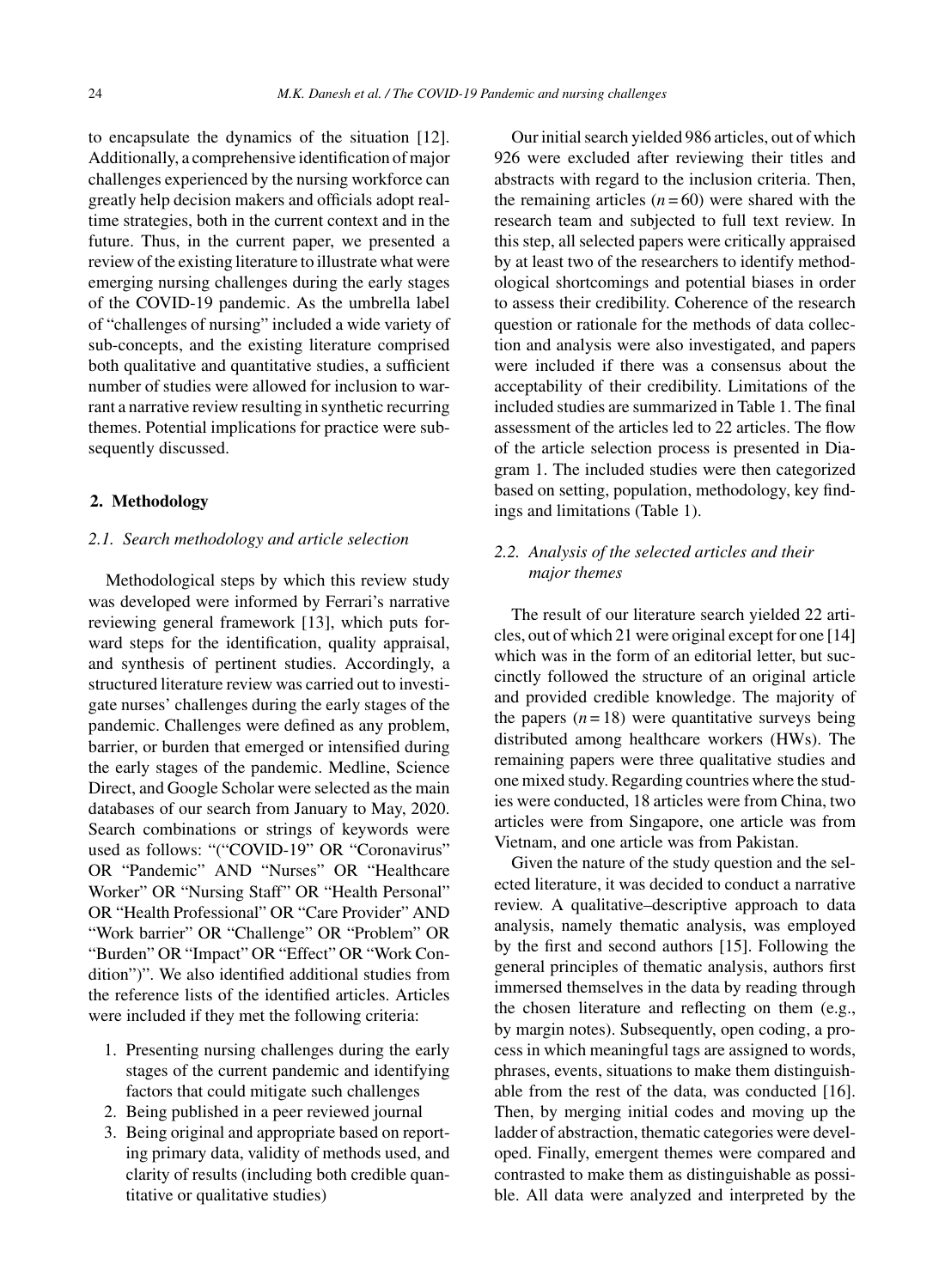to encapsulate the dynamics of the situation [12]. Additionally, a comprehensive identification of major challenges experienced by the nursing workforce can greatly help decision makers and officials adopt real-time strategies, both in the current context and in the future. Thus, in the current paper, we presented a review of the existing literature to illustrate what were emerging nursing challenges during the early stages of the COVID-19 pandemic. As the umbrella label of "challenges of nursing" included a wide variety of sub-concepts, and the existing literature comprised both qualitative and quantitative studies, a sufficient number of studies were allowed for inclusion to warrant a narrative review resulting in synthetic recurring themes. Potential implications for practice were subsequently discussed.

## 2. Methodology

### 2.1. Search methodology and article selection

Methodological steps by which this review study was developed were informed by Ferrari's narrative reviewing general framework [13], which puts forward steps for the identification, quality appraisal, and synthesis of pertinent studies. Accordingly, a structured literature review was carried out to investigate nurses' challenges during the early stages of the pandemic. Challenges were defined as any problem, barrier, or burden that emerged or intensified during the early stages of the pandemic. Medline, Science Direct, and Google Scholar were selected as the main databases of our search from January to May, 2020. Search combinations or strings of keywords were used as follows: "("COVID-19" OR "Coronavirus" OR "Pandemic" AND "Nurses" OR "Healthcare Worker" OR "Nursing Staff" OR "Health Personal" OR "Health Professional" OR "Care Provider" AND "Work barrier" OR "Challenge" OR "Problem" OR "Burden" OR "Impact" OR "Effect" OR "Work Condition")". We also identified additional studies from the reference lists of the identified articles. Articles were included if they met the following criteria:

1. Presenting nursing challenges during the early stages of the current pandemic and identifying factors that could mitigate such challenges
2. Being published in a peer reviewed journal
3. Being original and appropriate based on reporting primary data, validity of methods used, and clarity of results (including both credible quantitative or qualitative studies)

Our initial search yielded 986 articles, out of which 926 were excluded after reviewing their titles and abstracts with regard to the inclusion criteria. Then, the remaining articles ($n = 60$) were shared with the research team and subjected to full text review. In this step, all selected papers were critically appraised by at least two of the researchers to identify methodological shortcomings and potential biases in order to assess their credibility. Coherence of the research question or rationale for the methods of data collection and analysis were also investigated, and papers were included if there was a consensus about the acceptability of their credibility. Limitations of the included studies are summarized in Table 1. The final assessment of the articles led to 22 articles. The flow of the article selection process is presented in Diagram 1. The included studies were then categorized based on setting, population, methodology, key findings and limitations (Table 1).

### 2.2. Analysis of the selected articles and their major themes

The result of our literature search yielded 22 articles, out of which 21 were original except for one [14] which was in the form of an editorial letter, but succinctly followed the structure of an original article and provided credible knowledge. The majority of the papers ($n = 18$) were quantitative surveys being distributed among healthcare workers (HWs). The remaining papers were three qualitative studies and one mixed study. Regarding countries where the studies were conducted, 18 articles were from China, two articles were from Singapore, one article was from Vietnam, and one article was from Pakistan.

Given the nature of the study question and the selected literature, it was decided to conduct a narrative review. A qualitative–descriptive approach to data analysis, namely thematic analysis, was employed by the first and second authors [15]. Following the general principles of thematic analysis, authors first immersed themselves in the data by reading through the chosen literature and reflecting on them (e.g., by margin notes). Subsequently, open coding, a process in which meaningful tags are assigned to words, phrases, events, situations to make them distinguishable from the rest of the data, was conducted [16]. Then, by merging initial codes and moving up the ladder of abstraction, thematic categories were developed. Finally, emergent themes were compared and contrasted to make them as distinguishable as possible. All data were analyzed and interpreted by the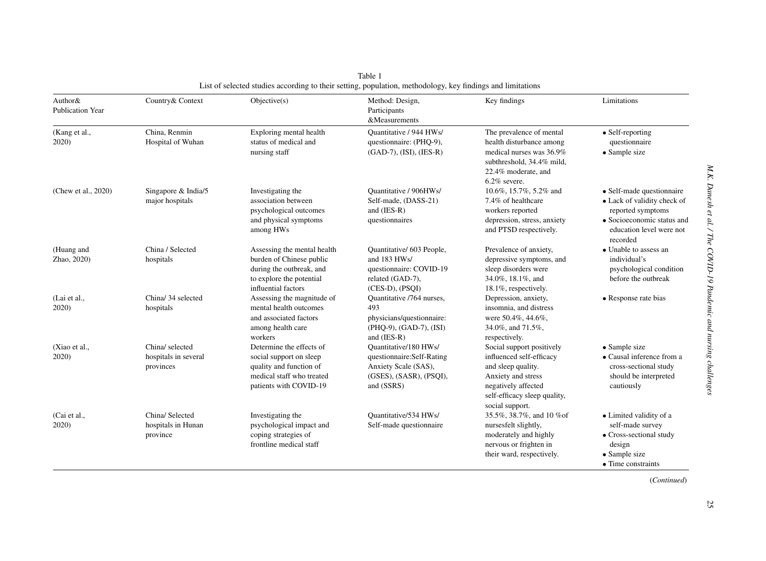Table 1
List of selected studies according to their setting, population, methodology, key findings and limitations

| Author& Publication Year | Country& Context | Objective(s) | Method: Design, Participants &Measurements | Key findings | Limitations |
|---|---|---|---|---|---|
| (Kang et al., 2020) | China, Renmin Hospital of Wuhan | Exploring mental health status of medical and nursing staff | Quantitative / 944 HWs/ questionnaire: (PHQ-9), (GAD-7), (ISI), (IES-R) | The prevalence of mental health disturbance among medical nurses was 36.9% subthreshold, 34.4% mild, 22.4% moderate, and 6.2% severe. | • Self-reporting questionnaire<br>• Sample size |
| (Chew et al., 2020) | Singapore & India/5 major hospitals | Investigating the association between psychological outcomes and physical symptoms among HWs | Quantitative / 906HWs/ Self-made, (DASS-21) and (IES-R) questionnaires | 10.6%, 15.7%, 5.2% and 7.4% of healthcare workers reported depression, stress, anxiety and PTSD respectively. | • Self-made questionnaire<br>• Lack of validity check of reported symptoms<br>• Socioeconomic status and education level were not recorded |
| (Huang and Zhao, 2020) | China / Selected hospitals | Assessing the mental health burden of Chinese public during the outbreak, and to explore the potential influential factors | Quantitative/ 603 People, and 183 HWs/ questionnaire: COVID-19 related (GAD-7), (CES-D), (PSQI) | Prevalence of anxiety, depressive symptoms, and sleep disorders were 34.0%, 18.1%, and 18.1%, respectively. | • Unable to assess an individual's psychological condition before the outbreak |
| (Lai et al., 2020) | China/ 34 selected hospitals | Assessing the magnitude of mental health outcomes and associated factors among health care workers | Quantitative /764 nurses, 493 physicians/questionnaire: (PHQ-9), (GAD-7), (ISI) and (IES-R) | Depression, anxiety, insomnia, and distress were 50.4%, 44.6%, 34.0%, and 71.5%, respectively. | • Response rate bias |
| (Xiao et al., 2020) | China/ selected hospitals in several provinces | Determine the effects of social support on sleep quality and function of medical staff who treated patients with COVID-19 | Quantitative/180 HWs/ questionnaire:Self-Rating Anxiety Scale (SAS), (GSES), (SASR), (PSQI), and (SSRS) | Social support positively influenced self-efficacy and sleep quality. Anxiety and stress negatively affected self-efficacy sleep quality, social support. | • Sample size<br>• Causal inference from a cross-sectional study should be interpreted cautiously |
| (Cai et al., 2020) | China/ Selected hospitals in Hunan province | Investigating the psychological impact and coping strategies of frontline medical staff | Quantitative/534 HWs/ Self-made questionnaire | 35.5%, 38.7%, and 10 %of nursesfelt slightly, moderately and highly nervous or frighten in their ward, respectively. | • Limited validity of a self-made survey<br>• Cross-sectional study design<br>• Sample size<br>• Time constraints |

(*Continued*)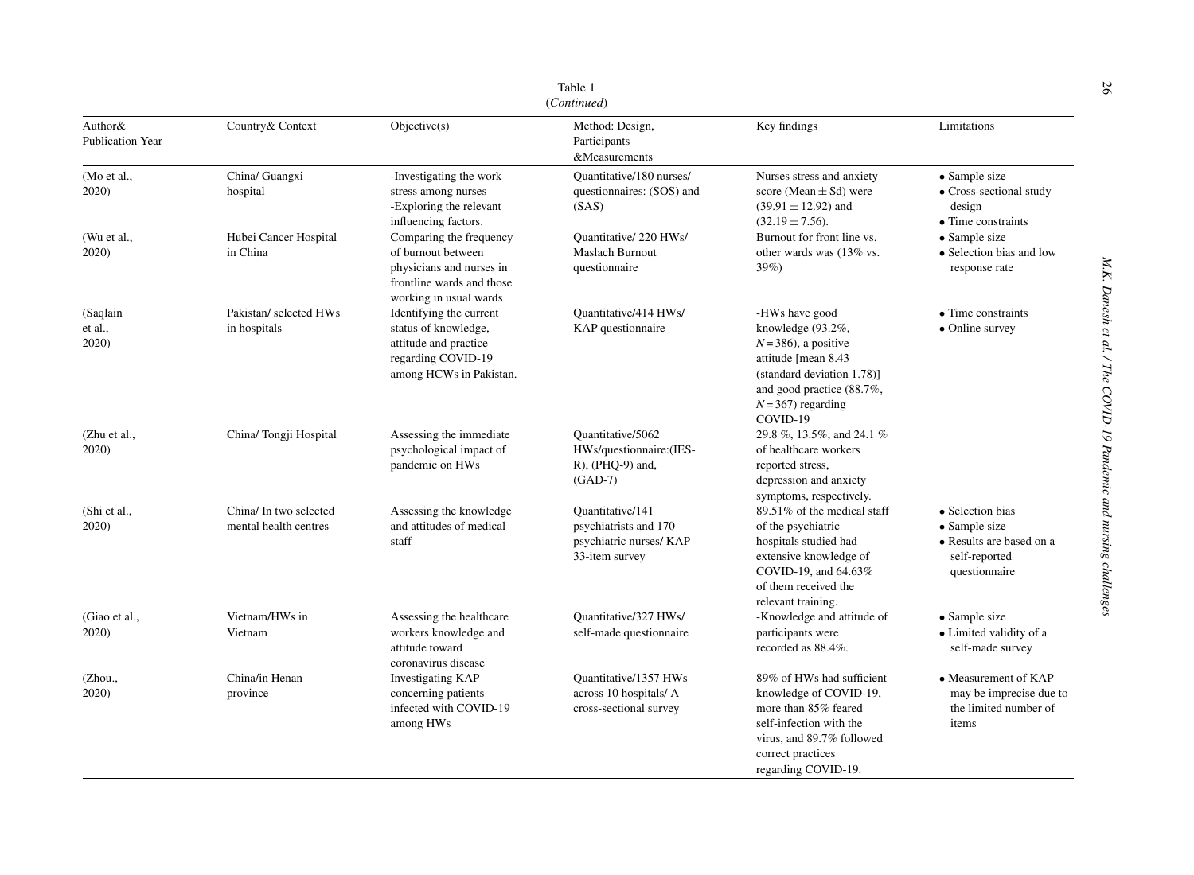Table 1
(*Continued*)

| Author& Publication Year | Country& Context | Objective(s) | Method: Design, Participants &Measurements | Key findings | Limitations |
|---|---|---|---|---|---|
| (Mo et al., 2020) | China/ Guangxi hospital | -Investigating the work stress among nurses -Exploring the relevant influencing factors. | Quantitative/180 nurses/ questionnaires: (SOS) and (SAS) | Nurses stress and anxiety score (Mean $\pm$ Sd) were ($39.91 \pm 12.92$) and ($32.19 \pm 7.56$). | • Sample size • Cross-sectional study design • Time constraints |
| (Wu et al., 2020) | Hubei Cancer Hospital in China | Comparing the frequency of burnout between physicians and nurses in frontline wards and those working in usual wards | Quantitative/ 220 HWs/ Maslach Burnout questionnaire | Burnout for front line vs. other wards was (13% vs. 39%) | • Sample size • Selection bias and low response rate |
| (Saqlain et al., 2020) | Pakistan/ selected HWs in hospitals | Identifying the current status of knowledge, attitude and practice regarding COVID-19 among HCWs in Pakistan. | Quantitative/414 HWs/ KAP questionnaire | -HWs have good knowledge (93.2%, $N = 386$), a positive attitude [mean 8.43 (standard deviation 1.78)] and good practice (88.7%, $N = 367$) regarding COVID-19 | • Time constraints • Online survey |
| (Zhu et al., 2020) | China/ Tongji Hospital | Assessing the immediate psychological impact of pandemic on HWs | Quantitative/5062 HWs/questionnaire:(IES-R), (PHQ-9) and, (GAD-7) | 29.8 %, 13.5%, and 24.1 % of healthcare workers reported stress, depression and anxiety symptoms, respectively. | |
| (Shi et al., 2020) | China/ In two selected mental health centres | Assessing the knowledge and attitudes of medical staff | Quantitative/141 psychiatrists and 170 psychiatric nurses/ KAP 33-item survey | 89.51% of the medical staff of the psychiatric hospitals studied had extensive knowledge of COVID-19, and 64.63% of them received the relevant training. | • Selection bias • Sample size • Results are based on a self-reported questionnaire |
| (Giao et al., 2020) | Vietnam/HWs in Vietnam | Assessing the healthcare workers knowledge and attitude toward coronavirus disease | Quantitative/327 HWs/ self-made questionnaire | -Knowledge and attitude of participants were recorded as 88.4%. | • Sample size • Limited validity of a self-made survey |
| (Zhou., 2020) | China/in Henan province | Investigating KAP concerning patients infected with COVID-19 among HWs | Quantitative/1357 HWs across 10 hospitals/ A cross-sectional survey | 89% of HWs had sufficient knowledge of COVID-19, more than 85% feared self-infection with the virus, and 89.7% followed correct practices regarding COVID-19. | • Measurement of KAP may be imprecise due to the limited number of items |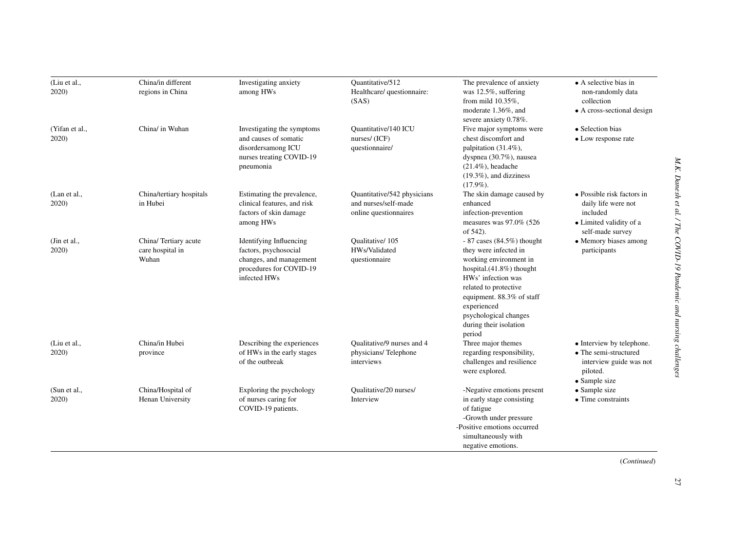| | | | | | |
|---|---|---|---|---|---|
| (Liu et al., 2020) | China/in different regions in China | Investigating anxiety among HWs | Quantitative/512 Healthcare/ questionnaire: (SAS) | The prevalence of anxiety was 12.5%, suffering from mild 10.35%, moderate 1.36%, and severe anxiety 0.78%. | • A selective bias in non-randomly data collection<br>• A cross-sectional design |
| (Yifan et al., 2020) | China/ in Wuhan | Investigating the symptoms and causes of somatic disordersamong ICU nurses treating COVID-19 pneumonia | Quantitative/140 ICU nurses/ (ICF) questionnaire/ | Five major symptoms were chest discomfort and palpitation (31.4%), dyspnea (30.7%), nausea (21.4%), headache (19.3%), and dizziness (17.9%). | • Selection bias<br>• Low response rate |
| (Lan et al., 2020) | China/tertiary hospitals in Hubei | Estimating the prevalence, clinical features, and risk factors of skin damage among HWs | Quantitative/542 physicians and nurses/self-made online questionnaires | The skin damage caused by enhanced infection-prevention measures was 97.0% (526 of 542). | • Possible risk factors in daily life were not included<br>• Limited validity of a self-made survey |
| (Jin et al., 2020) | China/ Tertiary acute care hospital in Wuhan | Identifying Influencing factors, psychosocial changes, and management procedures for COVID-19 infected HWs | Qualitative/ 105 HWs/Validated questionnaire | - 87 cases (84.5%) thought they were infected in working environment in hospital.(41.8%) thought HWs' infection was related to protective equipment. 88.3% of staff experienced psychological changes during their isolation period | • Memory biases among participants |
| (Liu et al., 2020) | China/in Hubei province | Describing the experiences of HWs in the early stages of the outbreak | Qualitative/9 nurses and 4 physicians/ Telephone interviews | Three major themes regarding responsibility, challenges and resilience were explored. | • Interview by telephone.<br>• The semi-structured interview guide was not piloted.<br>• Sample size |
| (Sun et al., 2020) | China/Hospital of Henan University | Exploring the psychology of nurses caring for COVID-19 patients. | Qualitative/20 nurses/ Interview | -Negative emotions present in early stage consisting of fatigue<br>-Growth under pressure<br>-Positive emotions occurred simultaneously with negative emotions. | • Sample size<br>• Time constraints |

(*Continued*)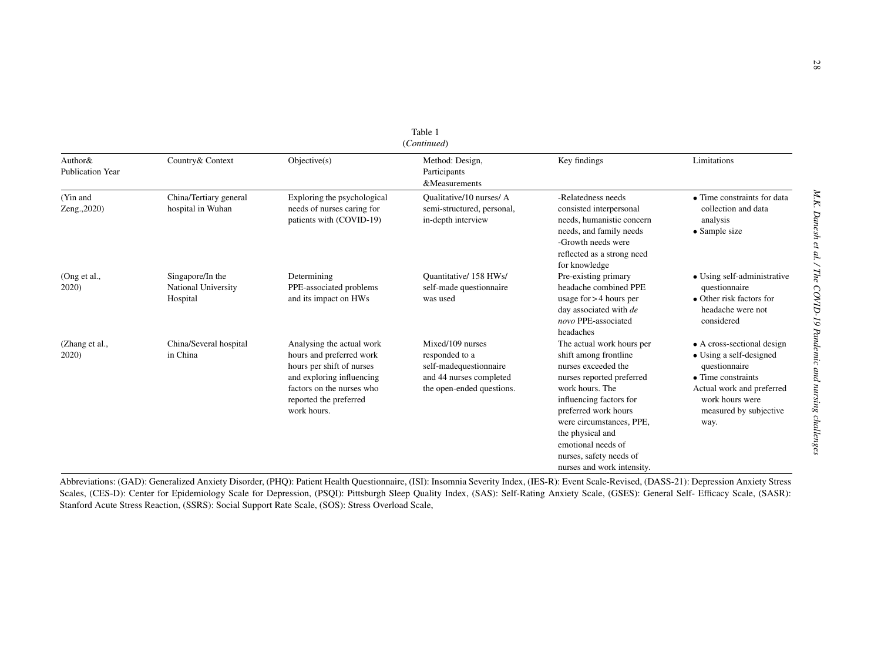Table 1
(*Continued*)

| Author& Publication Year | Country& Context | Objective(s) | Method: Design, Participants &Measurements | Key findings | Limitations |
|---|---|---|---|---|---|
| (Yin and Zeng.,2020) | China/Tertiary general hospital in Wuhan | Exploring the psychological needs of nurses caring for patients with (COVID-19) | Qualitative/10 nurses/ A semi-structured, personal, in-depth interview | -Relatedness needs consisted interpersonal needs, humanistic concern needs, and family needs -Growth needs were reflected as a strong need for knowledge | • Time constraints for data collection and data analysis • Sample size |
| (Ong et al., 2020) | Singapore/In the National University Hospital | Determining PPE-associated problems and its impact on HWs | Quantitative/ 158 HWs/ self-made questionnaire was used | Pre-existing primary headache combined PPE usage for > 4 hours per day associated with *de novo* PPE-associated headaches | • Using self-administrative questionnaire • Other risk factors for headache were not considered |
| (Zhang et al., 2020) | China/Several hospital in China | Analysing the actual work hours and preferred work hours per shift of nurses and exploring influencing factors on the nurses who reported the preferred work hours. | Mixed/109 nurses responded to a self-madequestionnaire and 44 nurses completed the open-ended questions. | The actual work hours per shift among frontline nurses exceeded the nurses reported preferred work hours. The influencing factors for preferred work hours were circumstances, PPE, the physical and emotional needs of nurses, safety needs of nurses and work intensity. | • A cross-sectional design • Using a self-designed questionnaire • Time constraints Actual work and preferred work hours were measured by subjective way. |

Abbreviations: (GAD): Generalized Anxiety Disorder, (PHQ): Patient Health Questionnaire, (ISI): Insomnia Severity Index, (IES-R): Event Scale-Revised, (DASS-21): Depression Anxiety Stress Scales, (CES-D): Center for Epidemiology Scale for Depression, (PSQI): Pittsburgh Sleep Quality Index, (SAS): Self-Rating Anxiety Scale, (GSES): General Self- Efficacy Scale, (SASR): Stanford Acute Stress Reaction, (SSRS): Social Support Rate Scale, (SOS): Stress Overload Scale,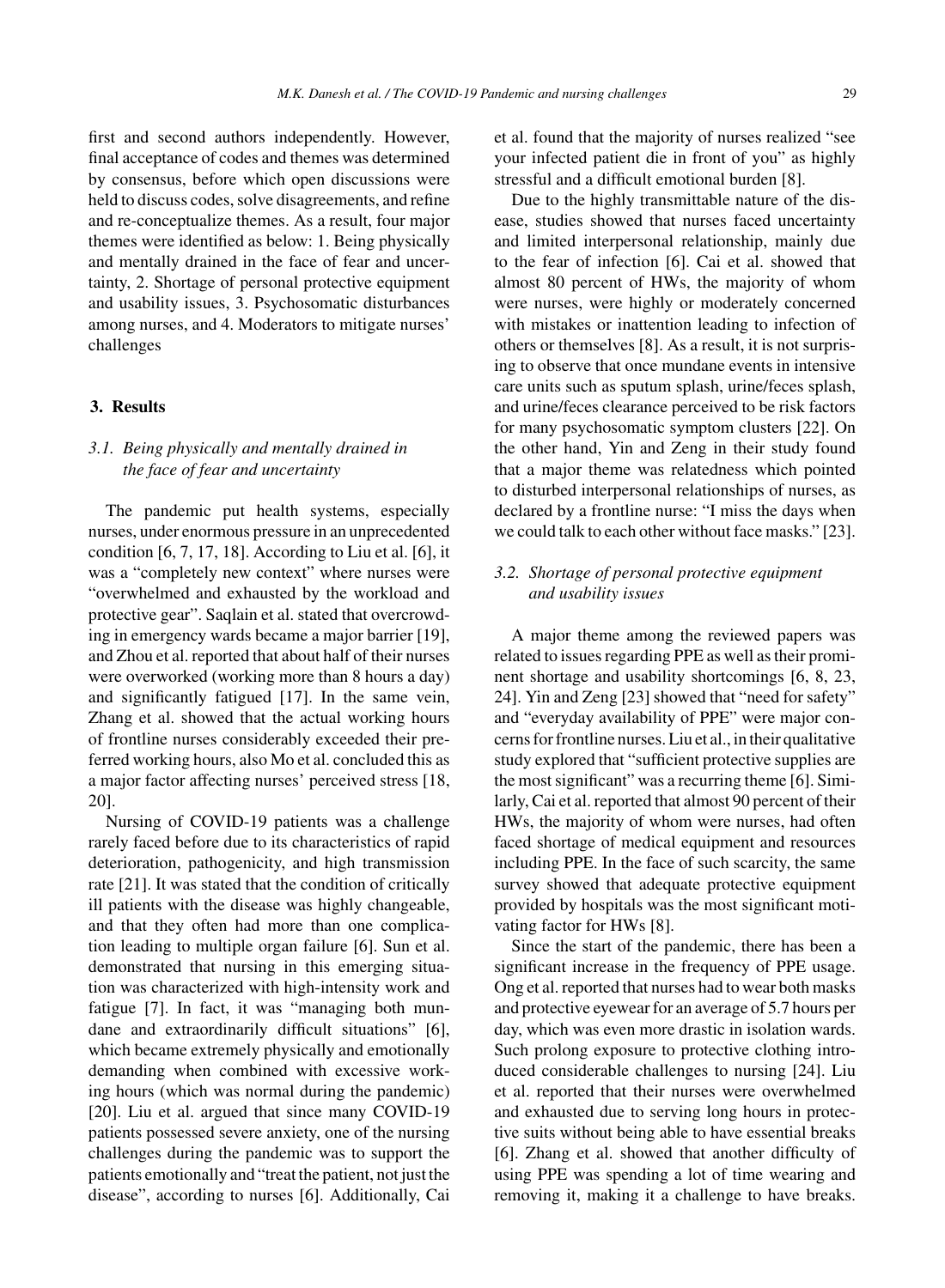first and second authors independently. However, final acceptance of codes and themes was determined by consensus, before which open discussions were held to discuss codes, solve disagreements, and refine and re-conceptualize themes. As a result, four major themes were identified as below: 1. Being physically and mentally drained in the face of fear and uncertainty, 2. Shortage of personal protective equipment and usability issues, 3. Psychosomatic disturbances among nurses, and 4. Moderators to mitigate nurses' challenges

## 3. Results

### *3.1. Being physically and mentally drained in the face of fear and uncertainty*

The pandemic put health systems, especially nurses, under enormous pressure in an unprecedented condition [6, 7, 17, 18]. According to Liu et al. [6], it was a "completely new context" where nurses were "overwhelmed and exhausted by the workload and protective gear". Saqlain et al. stated that overcrowding in emergency wards became a major barrier [19], and Zhou et al. reported that about half of their nurses were overworked (working more than 8 hours a day) and significantly fatigued [17]. In the same vein, Zhang et al. showed that the actual working hours of frontline nurses considerably exceeded their preferred working hours, also Mo et al. concluded this as a major factor affecting nurses' perceived stress [18, 20].

Nursing of COVID-19 patients was a challenge rarely faced before due to its characteristics of rapid deterioration, pathogenicity, and high transmission rate [21]. It was stated that the condition of critically ill patients with the disease was highly changeable, and that they often had more than one complication leading to multiple organ failure [6]. Sun et al. demonstrated that nursing in this emerging situation was characterized with high-intensity work and fatigue [7]. In fact, it was "managing both mundane and extraordinarily difficult situations" [6], which became extremely physically and emotionally demanding when combined with excessive working hours (which was normal during the pandemic) [20]. Liu et al. argued that since many COVID-19 patients possessed severe anxiety, one of the nursing challenges during the pandemic was to support the patients emotionally and "treat the patient, not just the disease", according to nurses [6]. Additionally, Cai et al. found that the majority of nurses realized "see your infected patient die in front of you" as highly stressful and a difficult emotional burden [8].

Due to the highly transmittable nature of the disease, studies showed that nurses faced uncertainty and limited interpersonal relationship, mainly due to the fear of infection [6]. Cai et al. showed that almost 80 percent of HWs, the majority of whom were nurses, were highly or moderately concerned with mistakes or inattention leading to infection of others or themselves [8]. As a result, it is not surprising to observe that once mundane events in intensive care units such as sputum splash, urine/feces splash, and urine/feces clearance perceived to be risk factors for many psychosomatic symptom clusters [22]. On the other hand, Yin and Zeng in their study found that a major theme was relatedness which pointed to disturbed interpersonal relationships of nurses, as declared by a frontline nurse: "I miss the days when we could talk to each other without face masks." [23].

### *3.2. Shortage of personal protective equipment and usability issues*

A major theme among the reviewed papers was related to issues regarding PPE as well as their prominent shortage and usability shortcomings [6, 8, 23, 24]. Yin and Zeng [23] showed that "need for safety" and "everyday availability of PPE" were major concerns for frontline nurses. Liu et al., in their qualitative study explored that "sufficient protective supplies are the most significant" was a recurring theme [6]. Similarly, Cai et al. reported that almost 90 percent of their HWs, the majority of whom were nurses, had often faced shortage of medical equipment and resources including PPE. In the face of such scarcity, the same survey showed that adequate protective equipment provided by hospitals was the most significant motivating factor for HWs [8].

Since the start of the pandemic, there has been a significant increase in the frequency of PPE usage. Ong et al. reported that nurses had to wear both masks and protective eyewear for an average of 5.7 hours per day, which was even more drastic in isolation wards. Such prolong exposure to protective clothing introduced considerable challenges to nursing [24]. Liu et al. reported that their nurses were overwhelmed and exhausted due to serving long hours in protective suits without being able to have essential breaks [6]. Zhang et al. showed that another difficulty of using PPE was spending a lot of time wearing and removing it, making it a challenge to have breaks.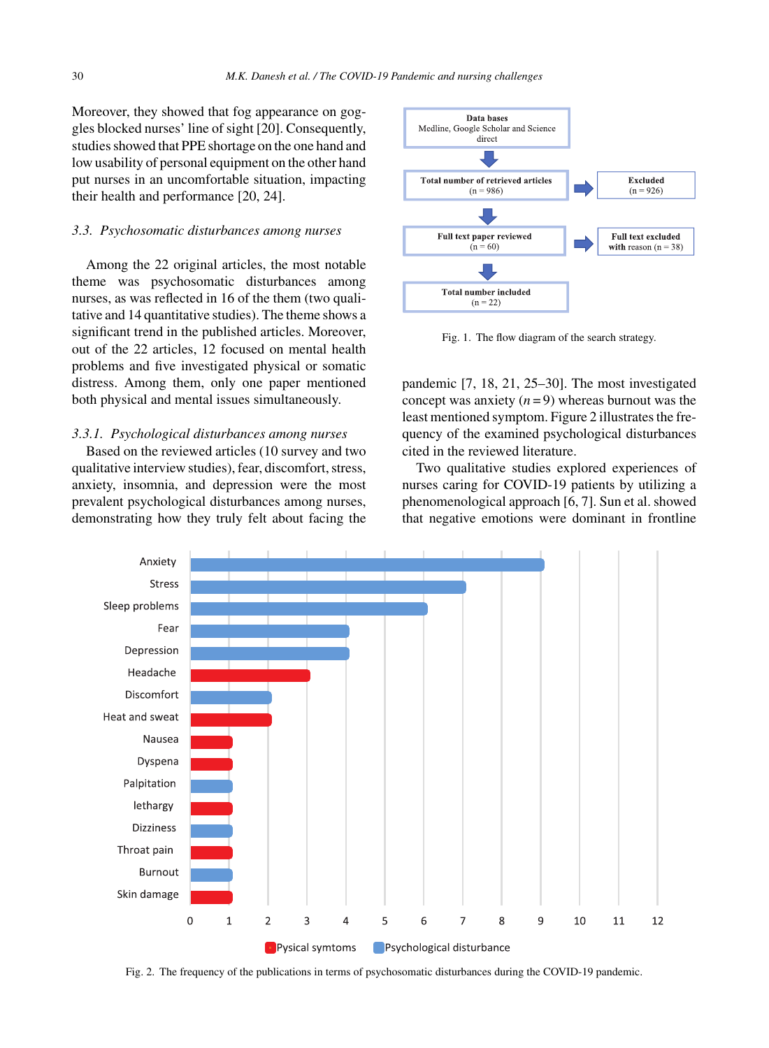Moreover, they showed that fog appearance on goggles blocked nurses' line of sight [20]. Consequently, studies showed that PPE shortage on the one hand and low usability of personal equipment on the other hand put nurses in an uncomfortable situation, impacting their health and performance [20, 24].

### 3.3. Psychosomatic disturbances among nurses

Among the 22 original articles, the most notable theme was psychosomatic disturbances among nurses, as was reflected in 16 of the them (two qualitative and 14 quantitative studies). The theme shows a significant trend in the published articles. Moreover, out of the 22 articles, 12 focused on mental health problems and five investigated physical or somatic distress. Among them, only one paper mentioned both physical and mental issues simultaneously.

#### 3.3.1. Psychological disturbances among nurses

Based on the reviewed articles (10 survey and two qualitative interview studies), fear, discomfort, stress, anxiety, insomnia, and depression were the most prevalent psychological disturbances among nurses, demonstrating how they truly felt about facing the pandemic [7, 18, 21, 25–30]. The most investigated concept was anxiety ($n = 9$) whereas burnout was the least mentioned symptom. Figure 2 illustrates the frequency of the examined psychological disturbances cited in the reviewed literature.

Two qualitative studies explored experiences of nurses caring for COVID-19 patients by utilizing a phenomenological approach [6, 7]. Sun et al. showed that negative emotions were dominant in frontline

Fig. 1. The flow diagram of the search strategy.

Fig. 2. The frequency of the publications in terms of psychosomatic disturbances during the COVID-19 pandemic.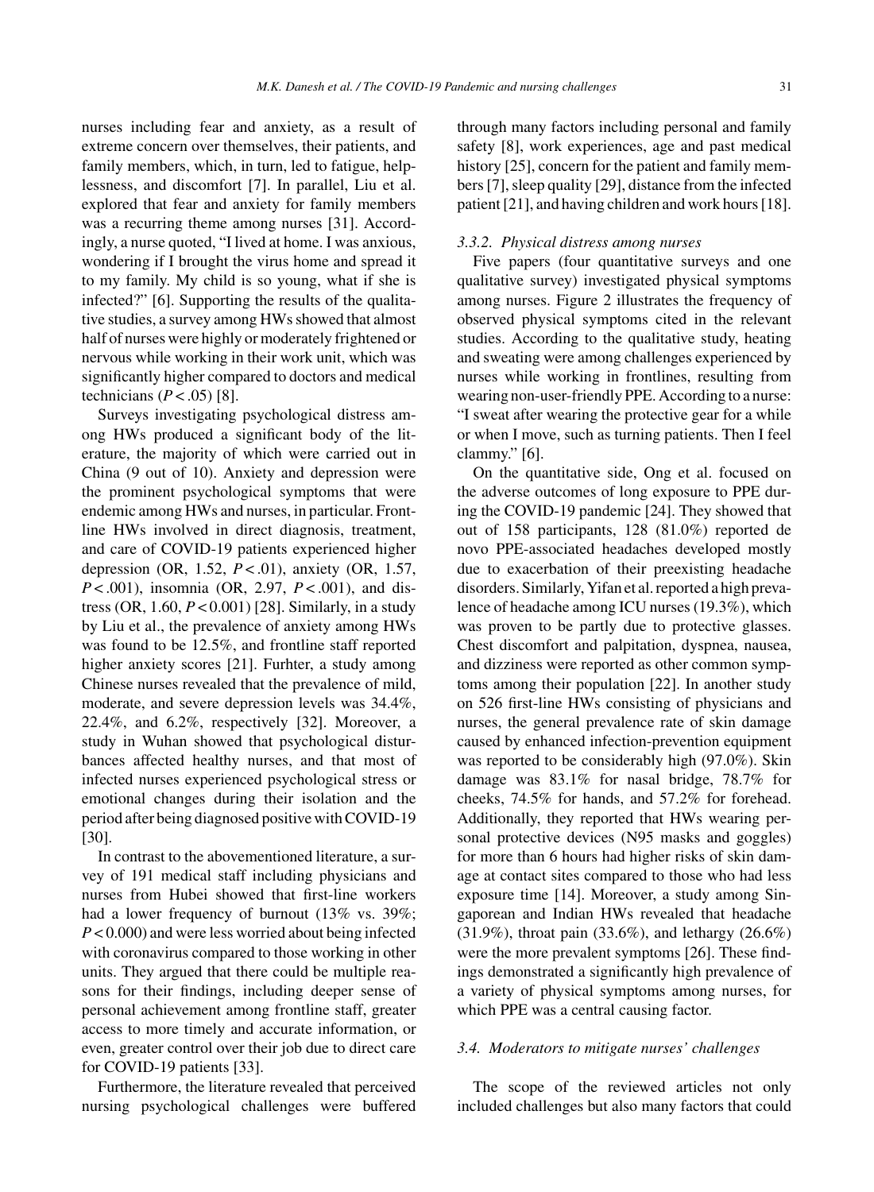nurses including fear and anxiety, as a result of extreme concern over themselves, their patients, and family members, which, in turn, led to fatigue, helplessness, and discomfort [7]. In parallel, Liu et al. explored that fear and anxiety for family members was a recurring theme among nurses [31]. Accordingly, a nurse quoted, "I lived at home. I was anxious, wondering if I brought the virus home and spread it to my family. My child is so young, what if she is infected?" [6]. Supporting the results of the qualitative studies, a survey among HWs showed that almost half of nurses were highly or moderately frightened or nervous while working in their work unit, which was significantly higher compared to doctors and medical technicians ($P < .05$) [8].

Surveys investigating psychological distress among HWs produced a significant body of the literature, the majority of which were carried out in China (9 out of 10). Anxiety and depression were the prominent psychological symptoms that were endemic among HWs and nurses, in particular. Frontline HWs involved in direct diagnosis, treatment, and care of COVID-19 patients experienced higher depression (OR, 1.52, $P < .01$), anxiety (OR, 1.57, $P < .001$), insomnia (OR, 2.97, $P < .001$), and distress (OR, 1.60, $P < 0.001$) [28]. Similarly, in a study by Liu et al., the prevalence of anxiety among HWs was found to be 12.5%, and frontline staff reported higher anxiety scores [21]. Furhter, a study among Chinese nurses revealed that the prevalence of mild, moderate, and severe depression levels was 34.4%, 22.4%, and 6.2%, respectively [32]. Moreover, a study in Wuhan showed that psychological disturbances affected healthy nurses, and that most of infected nurses experienced psychological stress or emotional changes during their isolation and the period after being diagnosed positive with COVID-19 [30].

In contrast to the abovementioned literature, a survey of 191 medical staff including physicians and nurses from Hubei showed that first-line workers had a lower frequency of burnout (13% vs. 39%; $P < 0.000$) and were less worried about being infected with coronavirus compared to those working in other units. They argued that there could be multiple reasons for their findings, including deeper sense of personal achievement among frontline staff, greater access to more timely and accurate information, or even, greater control over their job due to direct care for COVID-19 patients [33].

Furthermore, the literature revealed that perceived nursing psychological challenges were buffered through many factors including personal and family safety [8], work experiences, age and past medical history [25], concern for the patient and family members [7], sleep quality [29], distance from the infected patient [21], and having children and work hours [18].

#### *3.3.2. Physical distress among nurses*

Five papers (four quantitative surveys and one qualitative survey) investigated physical symptoms among nurses. Figure 2 illustrates the frequency of observed physical symptoms cited in the relevant studies. According to the qualitative study, heating and sweating were among challenges experienced by nurses while working in frontlines, resulting from wearing non-user-friendly PPE. According to a nurse: "I sweat after wearing the protective gear for a while or when I move, such as turning patients. Then I feel clammy." [6].

On the quantitative side, Ong et al. focused on the adverse outcomes of long exposure to PPE during the COVID-19 pandemic [24]. They showed that out of 158 participants, 128 (81.0%) reported de novo PPE-associated headaches developed mostly due to exacerbation of their preexisting headache disorders. Similarly, Yifan et al. reported a high prevalence of headache among ICU nurses (19.3%), which was proven to be partly due to protective glasses. Chest discomfort and palpitation, dyspnea, nausea, and dizziness were reported as other common symptoms among their population [22]. In another study on 526 first-line HWs consisting of physicians and nurses, the general prevalence rate of skin damage caused by enhanced infection-prevention equipment was reported to be considerably high (97.0%). Skin damage was 83.1% for nasal bridge, 78.7% for cheeks, 74.5% for hands, and 57.2% for forehead. Additionally, they reported that HWs wearing personal protective devices (N95 masks and goggles) for more than 6 hours had higher risks of skin damage at contact sites compared to those who had less exposure time [14]. Moreover, a study among Singaporean and Indian HWs revealed that headache (31.9%), throat pain (33.6%), and lethargy (26.6%) were the more prevalent symptoms [26]. These findings demonstrated a significantly high prevalence of a variety of physical symptoms among nurses, for which PPE was a central causing factor.

### *3.4. Moderators to mitigate nurses' challenges*

The scope of the reviewed articles not only included challenges but also many factors that could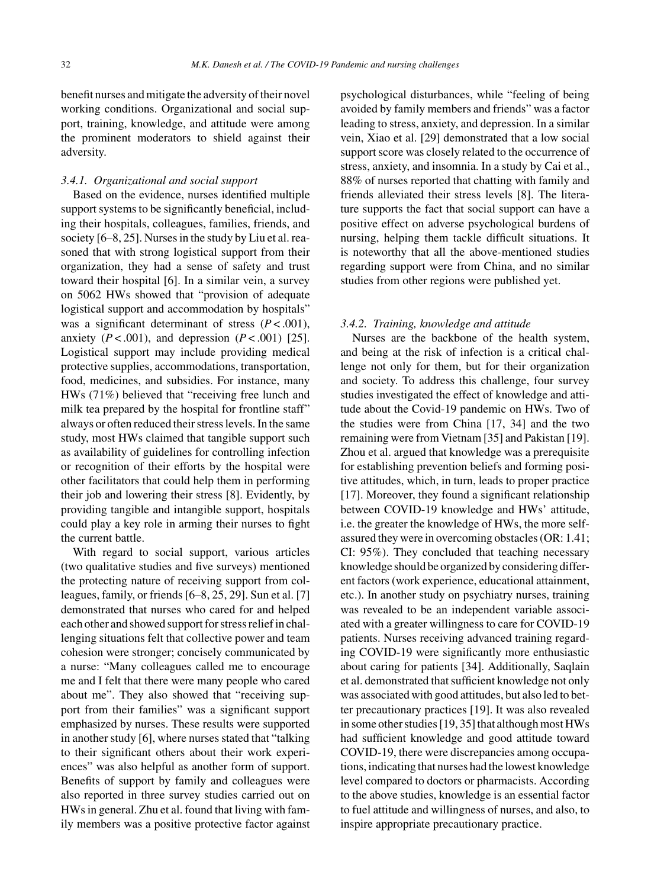benefit nurses and mitigate the adversity of their novel working conditions. Organizational and social support, training, knowledge, and attitude were among the prominent moderators to shield against their adversity.

#### *3.4.1. Organizational and social support*

Based on the evidence, nurses identified multiple support systems to be significantly beneficial, including their hospitals, colleagues, families, friends, and society [6–8, 25]. Nurses in the study by Liu et al. reasoned that with strong logistical support from their organization, they had a sense of safety and trust toward their hospital [6]. In a similar vein, a survey on 5062 HWs showed that "provision of adequate logistical support and accommodation by hospitals" was a significant determinant of stress ($P < .001$), anxiety ($P < .001$), and depression ($P < .001$) [25]. Logistical support may include providing medical protective supplies, accommodations, transportation, food, medicines, and subsidies. For instance, many HWs (71%) believed that "receiving free lunch and milk tea prepared by the hospital for frontline staff" always or often reduced their stress levels. In the same study, most HWs claimed that tangible support such as availability of guidelines for controlling infection or recognition of their efforts by the hospital were other facilitators that could help them in performing their job and lowering their stress [8]. Evidently, by providing tangible and intangible support, hospitals could play a key role in arming their nurses to fight the current battle.

With regard to social support, various articles (two qualitative studies and five surveys) mentioned the protecting nature of receiving support from colleagues, family, or friends [6–8, 25, 29]. Sun et al. [7] demonstrated that nurses who cared for and helped each other and showed support for stress relief in challenging situations felt that collective power and team cohesion were stronger; concisely communicated by a nurse: "Many colleagues called me to encourage me and I felt that there were many people who cared about me". They also showed that "receiving support from their families" was a significant support emphasized by nurses. These results were supported in another study [6], where nurses stated that "talking to their significant others about their work experiences" was also helpful as another form of support. Benefits of support by family and colleagues were also reported in three survey studies carried out on HWs in general. Zhu et al. found that living with family members was a positive protective factor against psychological disturbances, while "feeling of being avoided by family members and friends" was a factor leading to stress, anxiety, and depression. In a similar vein, Xiao et al. [29] demonstrated that a low social support score was closely related to the occurrence of stress, anxiety, and insomnia. In a study by Cai et al., 88% of nurses reported that chatting with family and friends alleviated their stress levels [8]. The literature supports the fact that social support can have a positive effect on adverse psychological burdens of nursing, helping them tackle difficult situations. It is noteworthy that all the above-mentioned studies regarding support were from China, and no similar studies from other regions were published yet.

#### *3.4.2. Training, knowledge and attitude*

Nurses are the backbone of the health system, and being at the risk of infection is a critical challenge not only for them, but for their organization and society. To address this challenge, four survey studies investigated the effect of knowledge and attitude about the Covid-19 pandemic on HWs. Two of the studies were from China [17, 34] and the two remaining were from Vietnam [35] and Pakistan [19]. Zhou et al. argued that knowledge was a prerequisite for establishing prevention beliefs and forming positive attitudes, which, in turn, leads to proper practice [17]. Moreover, they found a significant relationship between COVID-19 knowledge and HWs' attitude, i.e. the greater the knowledge of HWs, the more self-assured they were in overcoming obstacles (OR: 1.41; CI: 95%). They concluded that teaching necessary knowledge should be organized by considering different factors (work experience, educational attainment, etc.). In another study on psychiatry nurses, training was revealed to be an independent variable associated with a greater willingness to care for COVID-19 patients. Nurses receiving advanced training regarding COVID-19 were significantly more enthusiastic about caring for patients [34]. Additionally, Saqlain et al. demonstrated that sufficient knowledge not only was associated with good attitudes, but also led to better precautionary practices [19]. It was also revealed in some other studies [19, 35] that although most HWs had sufficient knowledge and good attitude toward COVID-19, there were discrepancies among occupations, indicating that nurses had the lowest knowledge level compared to doctors or pharmacists. According to the above studies, knowledge is an essential factor to fuel attitude and willingness of nurses, and also, to inspire appropriate precautionary practice.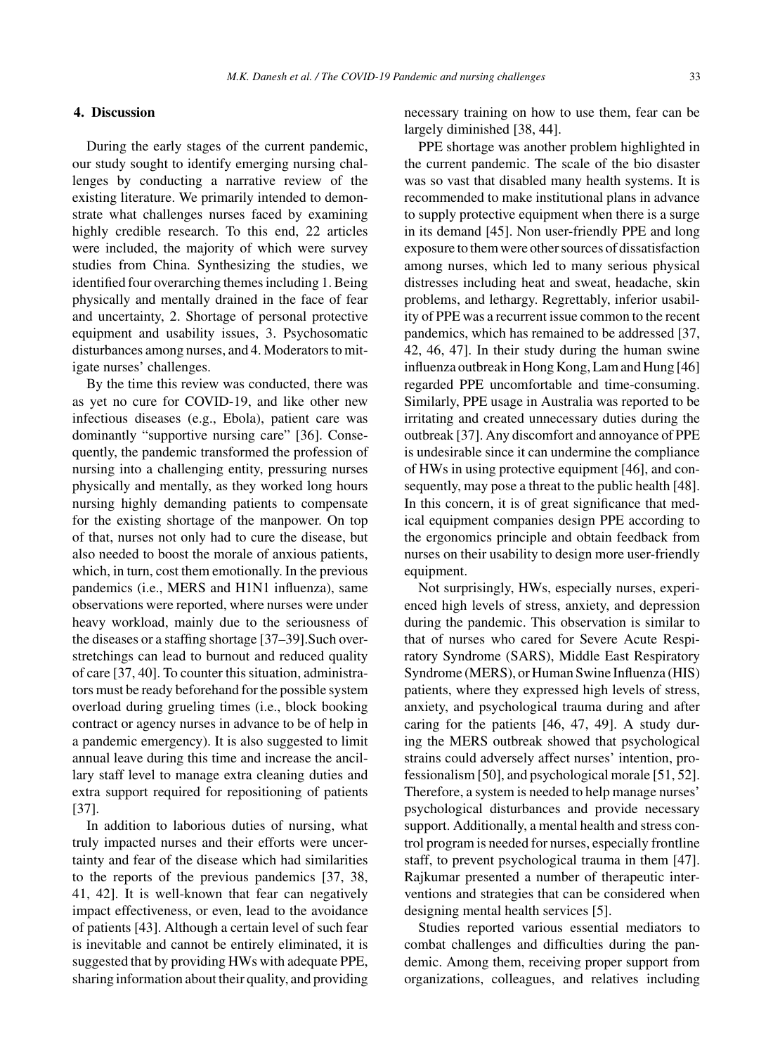## 4. Discussion

During the early stages of the current pandemic, our study sought to identify emerging nursing challenges by conducting a narrative review of the existing literature. We primarily intended to demonstrate what challenges nurses faced by examining highly credible research. To this end, 22 articles were included, the majority of which were survey studies from China. Synthesizing the studies, we identified four overarching themes including 1. Being physically and mentally drained in the face of fear and uncertainty, 2. Shortage of personal protective equipment and usability issues, 3. Psychosomatic disturbances among nurses, and 4. Moderators to mitigate nurses' challenges.

By the time this review was conducted, there was as yet no cure for COVID-19, and like other new infectious diseases (e.g., Ebola), patient care was dominantly "supportive nursing care" [36]. Consequently, the pandemic transformed the profession of nursing into a challenging entity, pressuring nurses physically and mentally, as they worked long hours nursing highly demanding patients to compensate for the existing shortage of the manpower. On top of that, nurses not only had to cure the disease, but also needed to boost the morale of anxious patients, which, in turn, cost them emotionally. In the previous pandemics (i.e., MERS and H1N1 influenza), same observations were reported, where nurses were under heavy workload, mainly due to the seriousness of the diseases or a staffing shortage [37–39].Such overstretchings can lead to burnout and reduced quality of care [37, 40]. To counter this situation, administrators must be ready beforehand for the possible system overload during grueling times (i.e., block booking contract or agency nurses in advance to be of help in a pandemic emergency). It is also suggested to limit annual leave during this time and increase the ancillary staff level to manage extra cleaning duties and extra support required for repositioning of patients [37].

In addition to laborious duties of nursing, what truly impacted nurses and their efforts were uncertainty and fear of the disease which had similarities to the reports of the previous pandemics [37, 38, 41, 42]. It is well-known that fear can negatively impact effectiveness, or even, lead to the avoidance of patients [43]. Although a certain level of such fear is inevitable and cannot be entirely eliminated, it is suggested that by providing HWs with adequate PPE, sharing information about their quality, and providing necessary training on how to use them, fear can be largely diminished [38, 44].

PPE shortage was another problem highlighted in the current pandemic. The scale of the bio disaster was so vast that disabled many health systems. It is recommended to make institutional plans in advance to supply protective equipment when there is a surge in its demand [45]. Non user-friendly PPE and long exposure to them were other sources of dissatisfaction among nurses, which led to many serious physical distresses including heat and sweat, headache, skin problems, and lethargy. Regrettably, inferior usability of PPE was a recurrent issue common to the recent pandemics, which has remained to be addressed [37, 42, 46, 47]. In their study during the human swine influenza outbreak in Hong Kong, Lam and Hung [46] regarded PPE uncomfortable and time-consuming. Similarly, PPE usage in Australia was reported to be irritating and created unnecessary duties during the outbreak [37]. Any discomfort and annoyance of PPE is undesirable since it can undermine the compliance of HWs in using protective equipment [46], and consequently, may pose a threat to the public health [48]. In this concern, it is of great significance that medical equipment companies design PPE according to the ergonomics principle and obtain feedback from nurses on their usability to design more user-friendly equipment.

Not surprisingly, HWs, especially nurses, experienced high levels of stress, anxiety, and depression during the pandemic. This observation is similar to that of nurses who cared for Severe Acute Respiratory Syndrome (SARS), Middle East Respiratory Syndrome (MERS), or Human Swine Influenza (HIS) patients, where they expressed high levels of stress, anxiety, and psychological trauma during and after caring for the patients [46, 47, 49]. A study during the MERS outbreak showed that psychological strains could adversely affect nurses' intention, professionalism [50], and psychological morale [51, 52]. Therefore, a system is needed to help manage nurses' psychological disturbances and provide necessary support. Additionally, a mental health and stress control program is needed for nurses, especially frontline staff, to prevent psychological trauma in them [47]. Rajkumar presented a number of therapeutic interventions and strategies that can be considered when designing mental health services [5].

Studies reported various essential mediators to combat challenges and difficulties during the pandemic. Among them, receiving proper support from organizations, colleagues, and relatives including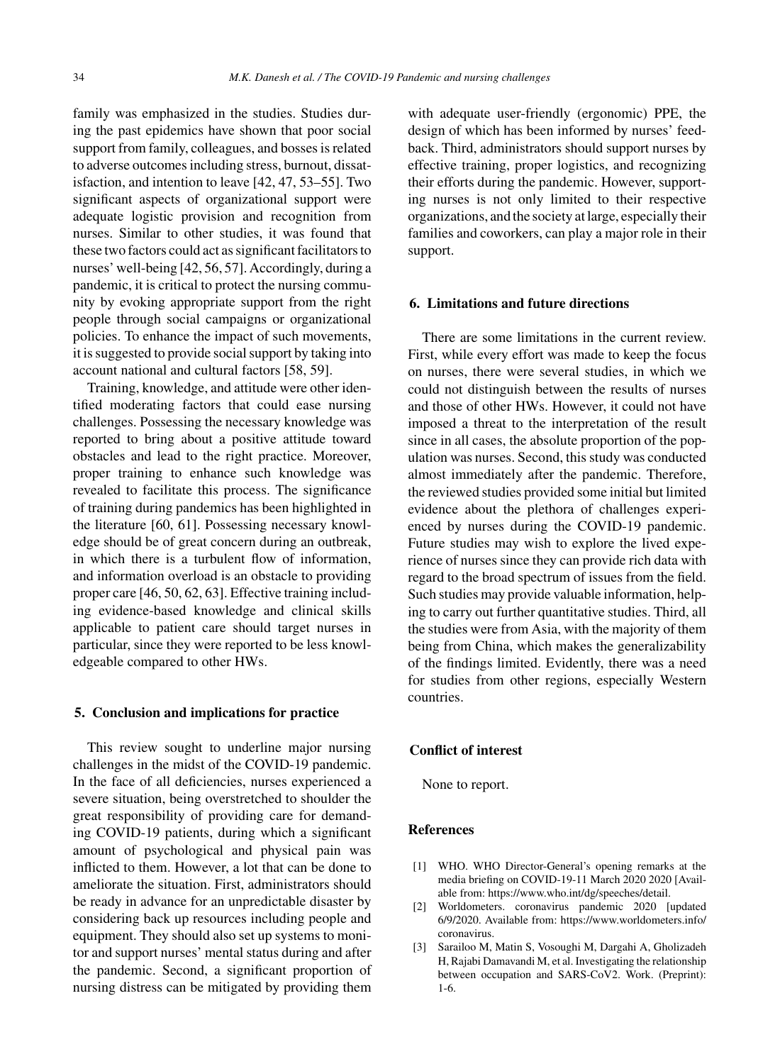family was emphasized in the studies. Studies during the past epidemics have shown that poor social support from family, colleagues, and bosses is related to adverse outcomes including stress, burnout, dissatisfaction, and intention to leave [42, 47, 53–55]. Two significant aspects of organizational support were adequate logistic provision and recognition from nurses. Similar to other studies, it was found that these two factors could act as significant facilitators to nurses' well-being [42, 56, 57]. Accordingly, during a pandemic, it is critical to protect the nursing community by evoking appropriate support from the right people through social campaigns or organizational policies. To enhance the impact of such movements, it is suggested to provide social support by taking into account national and cultural factors [58, 59].

Training, knowledge, and attitude were other identified moderating factors that could ease nursing challenges. Possessing the necessary knowledge was reported to bring about a positive attitude toward obstacles and lead to the right practice. Moreover, proper training to enhance such knowledge was revealed to facilitate this process. The significance of training during pandemics has been highlighted in the literature [60, 61]. Possessing necessary knowledge should be of great concern during an outbreak, in which there is a turbulent flow of information, and information overload is an obstacle to providing proper care [46, 50, 62, 63]. Effective training including evidence-based knowledge and clinical skills applicable to patient care should target nurses in particular, since they were reported to be less knowledgeable compared to other HWs.

## 5. Conclusion and implications for practice

This review sought to underline major nursing challenges in the midst of the COVID-19 pandemic. In the face of all deficiencies, nurses experienced a severe situation, being overstretched to shoulder the great responsibility of providing care for demanding COVID-19 patients, during which a significant amount of psychological and physical pain was inflicted to them. However, a lot that can be done to ameliorate the situation. First, administrators should be ready in advance for an unpredictable disaster by considering back up resources including people and equipment. They should also set up systems to monitor and support nurses' mental status during and after the pandemic. Second, a significant proportion of nursing distress can be mitigated by providing them with adequate user-friendly (ergonomic) PPE, the design of which has been informed by nurses' feedback. Third, administrators should support nurses by effective training, proper logistics, and recognizing their efforts during the pandemic. However, supporting nurses is not only limited to their respective organizations, and the society at large, especially their families and coworkers, can play a major role in their support.

## 6. Limitations and future directions

There are some limitations in the current review. First, while every effort was made to keep the focus on nurses, there were several studies, in which we could not distinguish between the results of nurses and those of other HWs. However, it could not have imposed a threat to the interpretation of the result since in all cases, the absolute proportion of the population was nurses. Second, this study was conducted almost immediately after the pandemic. Therefore, the reviewed studies provided some initial but limited evidence about the plethora of challenges experienced by nurses during the COVID-19 pandemic. Future studies may wish to explore the lived experience of nurses since they can provide rich data with regard to the broad spectrum of issues from the field. Such studies may provide valuable information, helping to carry out further quantitative studies. Third, all the studies were from Asia, with the majority of them being from China, which makes the generalizability of the findings limited. Evidently, there was a need for studies from other regions, especially Western countries.

## Conflict of interest

None to report.

## References

[1] WHO. WHO Director-General's opening remarks at the media briefing on COVID-19-11 March 2020 2020 [Available from: https://www.who.int/dg/speeches/detail.

[2] Worldometers. coronavirus pandemic 2020 [updated 6/9/2020. Available from: https://www.worldometers.info/coronavirus.

[3] Sarailoo M, Matin S, Vosoughi M, Dargahi A, Gholizadeh H, Rajabi Damavandi M, et al. Investigating the relationship between occupation and SARS-CoV2. Work. (Preprint): 1-6.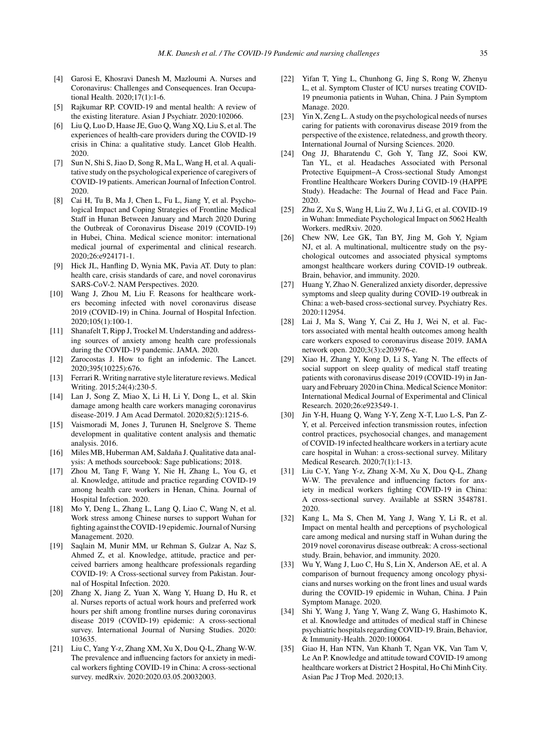[4] Garosi E, Khosravi Danesh M, Mazloumi A. Nurses and Coronavirus: Challenges and Consequences. Iran Occupational Health. 2020;17(1):1-6.

[5] Rajkumar RP. COVID-19 and mental health: A review of the existing literature. Asian J Psychiatr. 2020:102066.

[6] Liu Q, Luo D, Haase JE, Guo Q, Wang XQ, Liu S, et al. The experiences of health-care providers during the COVID-19 crisis in China: a qualitative study. Lancet Glob Health. 2020.

[7] Sun N, Shi S, Jiao D, Song R, Ma L, Wang H, et al. A qualitative study on the psychological experience of caregivers of COVID-19 patients. American Journal of Infection Control. 2020.

[8] Cai H, Tu B, Ma J, Chen L, Fu L, Jiang Y, et al. Psychological Impact and Coping Strategies of Frontline Medical Staff in Hunan Between January and March 2020 During the Outbreak of Coronavirus Disease 2019 (COVID-19) in Hubei, China. Medical science monitor: international medical journal of experimental and clinical research. 2020;26:e924171-1.

[9] Hick JL, Hanfling D, Wynia MK, Pavia AT. Duty to plan: health care, crisis standards of care, and novel coronavirus SARS-CoV-2. NAM Perspectives. 2020.

[10] Wang J, Zhou M, Liu F. Reasons for healthcare workers becoming infected with novel coronavirus disease 2019 (COVID-19) in China. Journal of Hospital Infection. 2020;105(1):100-1.

[11] Shanafelt T, Ripp J, Trockel M. Understanding and addressing sources of anxiety among health care professionals during the COVID-19 pandemic. JAMA. 2020.

[12] Zarocostas J. How to fight an infodemic. The Lancet. 2020;395(10225):676.

[13] Ferrari R. Writing narrative style literature reviews. Medical Writing. 2015;24(4):230-5.

[14] Lan J, Song Z, Miao X, Li H, Li Y, Dong L, et al. Skin damage among health care workers managing coronavirus disease-2019. J Am Acad Dermatol. 2020;82(5):1215-6.

[15] Vaismoradi M, Jones J, Turunen H, Snelgrove S. Theme development in qualitative content analysis and thematic analysis. 2016.

[16] Miles MB, Huberman AM, Saldaña J. Qualitative data analysis: A methods sourcebook: Sage publications; 2018.

[17] Zhou M, Tang F, Wang Y, Nie H, Zhang L, You G, et al. Knowledge, attitude and practice regarding COVID-19 among health care workers in Henan, China. Journal of Hospital Infection. 2020.

[18] Mo Y, Deng L, Zhang L, Lang Q, Liao C, Wang N, et al. Work stress among Chinese nurses to support Wuhan for fighting against the COVID-19 epidemic. Journal of Nursing Management. 2020.

[19] Saqlain M, Munir MM, ur Rehman S, Gulzar A, Naz S, Ahmed Z, et al. Knowledge, attitude, practice and perceived barriers among healthcare professionals regarding COVID-19: A Cross-sectional survey from Pakistan. Journal of Hospital Infection. 2020.

[20] Zhang X, Jiang Z, Yuan X, Wang Y, Huang D, Hu R, et al. Nurses reports of actual work hours and preferred work hours per shift among frontline nurses during coronavirus disease 2019 (COVID-19) epidemic: A cross-sectional survey. International Journal of Nursing Studies. 2020: 103635.

[21] Liu C, Yang Y-z, Zhang XM, Xu X, Dou Q-L, Zhang W-W. The prevalence and influencing factors for anxiety in medical workers fighting COVID-19 in China: A cross-sectional survey. medRxiv. 2020:2020.03.05.20032003.

[22] Yifan T, Ying L, Chunhong G, Jing S, Rong W, Zhenyu L, et al. Symptom Cluster of ICU nurses treating COVID-19 pneumonia patients in Wuhan, China. J Pain Symptom Manage. 2020.

[23] Yin X, Zeng L. A study on the psychological needs of nurses caring for patients with coronavirus disease 2019 from the perspective of the existence, relatedness, and growth theory. International Journal of Nursing Sciences. 2020.

[24] Ong JJ, Bharatendu C, Goh Y, Tang JZ, Sooi KW, Tan YL, et al. Headaches Associated with Personal Protective Equipment–A Cross-sectional Study Amongst Frontline Healthcare Workers During COVID-19 (HAPPE Study). Headache: The Journal of Head and Face Pain. 2020.

[25] Zhu Z, Xu S, Wang H, Liu Z, Wu J, Li G, et al. COVID-19 in Wuhan: Immediate Psychological Impact on 5062 Health Workers. medRxiv. 2020.

[26] Chew NW, Lee GK, Tan BY, Jing M, Goh Y, Ngiam NJ, et al. A multinational, multicentre study on the psychological outcomes and associated physical symptoms amongst healthcare workers during COVID-19 outbreak. Brain, behavior, and immunity. 2020.

[27] Huang Y, Zhao N. Generalized anxiety disorder, depressive symptoms and sleep quality during COVID-19 outbreak in China: a web-based cross-sectional survey. Psychiatry Res. 2020:112954.

[28] Lai J, Ma S, Wang Y, Cai Z, Hu J, Wei N, et al. Factors associated with mental health outcomes among health care workers exposed to coronavirus disease 2019. JAMA network open. 2020;3(3):e203976-e.

[29] Xiao H, Zhang Y, Kong D, Li S, Yang N. The effects of social support on sleep quality of medical staff treating patients with coronavirus disease 2019 (COVID-19) in January and February 2020 in China. Medical Science Monitor: International Medical Journal of Experimental and Clinical Research. 2020;26:e923549-1.

[30] Jin Y-H, Huang Q, Wang Y-Y, Zeng X-T, Luo L-S, Pan Z-Y, et al. Perceived infection transmission routes, infection control practices, psychosocial changes, and management of COVID-19 infected healthcare workers in a tertiary acute care hospital in Wuhan: a cross-sectional survey. Military Medical Research. 2020;7(1):1-13.

[31] Liu C-Y, Yang Y-z, Zhang X-M, Xu X, Dou Q-L, Zhang W-W. The prevalence and influencing factors for anxiety in medical workers fighting COVID-19 in China: A cross-sectional survey. Available at SSRN 3548781. 2020.

[32] Kang L, Ma S, Chen M, Yang J, Wang Y, Li R, et al. Impact on mental health and perceptions of psychological care among medical and nursing staff in Wuhan during the 2019 novel coronavirus disease outbreak: A cross-sectional study. Brain, behavior, and immunity. 2020.

[33] Wu Y, Wang J, Luo C, Hu S, Lin X, Anderson AE, et al. A comparison of burnout frequency among oncology physicians and nurses working on the front lines and usual wards during the COVID-19 epidemic in Wuhan, China. J Pain Symptom Manage. 2020.

[34] Shi Y, Wang J, Yang Y, Wang Z, Wang G, Hashimoto K, et al. Knowledge and attitudes of medical staff in Chinese psychiatric hospitals regarding COVID-19. Brain, Behavior, & Immunity-Health. 2020:100064.

[35] Giao H, Han NTN, Van Khanh T, Ngan VK, Van Tam V, Le An P. Knowledge and attitude toward COVID-19 among healthcare workers at District 2 Hospital, Ho Chi Minh City. Asian Pac J Trop Med. 2020;13.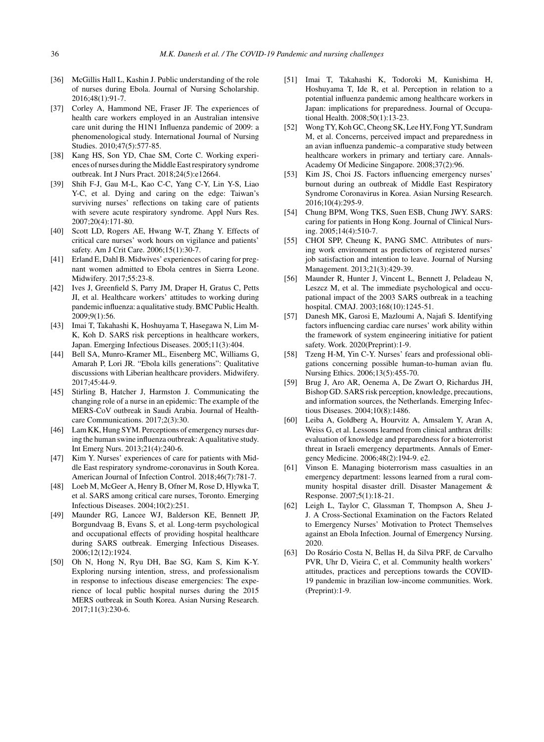[36] McGillis Hall L, Kashin J. Public understanding of the role of nurses during Ebola. Journal of Nursing Scholarship. 2016;48(1):91-7.

[37] Corley A, Hammond NE, Fraser JF. The experiences of health care workers employed in an Australian intensive care unit during the H1N1 Influenza pandemic of 2009: a phenomenological study. International Journal of Nursing Studies. 2010;47(5):577-85.

[38] Kang HS, Son YD, Chae SM, Corte C. Working experiences of nurses during the Middle East respiratory syndrome outbreak. Int J Nurs Pract. 2018;24(5):e12664.

[39] Shih F-J, Gau M-L, Kao C-C, Yang C-Y, Lin Y-S, Liao Y-C, et al. Dying and caring on the edge: Taiwan's surviving nurses' reflections on taking care of patients with severe acute respiratory syndrome. Appl Nurs Res. 2007;20(4):171-80.

[40] Scott LD, Rogers AE, Hwang W-T, Zhang Y. Effects of critical care nurses' work hours on vigilance and patients' safety. Am J Crit Care. 2006;15(1):30-7.

[41] Erland E, Dahl B. Midwives' experiences of caring for pregnant women admitted to Ebola centres in Sierra Leone. Midwifery. 2017;55:23-8.

[42] Ives J, Greenfield S, Parry JM, Draper H, Gratus C, Petts JI, et al. Healthcare workers' attitudes to working during pandemic influenza: a qualitative study. BMC Public Health. 2009;9(1):56.

[43] Imai T, Takahashi K, Hoshuyama T, Hasegawa N, Lim M-K, Koh D. SARS risk perceptions in healthcare workers, Japan. Emerging Infectious Diseases. 2005;11(3):404.

[44] Bell SA, Munro-Kramer ML, Eisenberg MC, Williams G, Amarah P, Lori JR. "Ebola kills generations": Qualitative discussions with Liberian healthcare providers. Midwifery. 2017;45:44-9.

[45] Stirling B, Hatcher J, Harmston J. Communicating the changing role of a nurse in an epidemic: The example of the MERS-CoV outbreak in Saudi Arabia. Journal of Healthcare Communications. 2017;2(3):30.

[46] Lam KK, Hung SYM. Perceptions of emergency nurses during the human swine influenza outbreak: A qualitative study. Int Emerg Nurs. 2013;21(4):240-6.

[47] Kim Y. Nurses' experiences of care for patients with Middle East respiratory syndrome-coronavirus in South Korea. American Journal of Infection Control. 2018;46(7):781-7.

[48] Loeb M, McGeer A, Henry B, Ofner M, Rose D, Hlywka T, et al. SARS among critical care nurses, Toronto. Emerging Infectious Diseases. 2004;10(2):251.

[49] Maunder RG, Lancee WJ, Balderson KE, Bennett JP, Borgundvaag B, Evans S, et al. Long-term psychological and occupational effects of providing hospital healthcare during SARS outbreak. Emerging Infectious Diseases. 2006;12(12):1924.

[50] Oh N, Hong N, Ryu DH, Bae SG, Kam S, Kim K-Y. Exploring nursing intention, stress, and professionalism in response to infectious disease emergencies: The experience of local public hospital nurses during the 2015 MERS outbreak in South Korea. Asian Nursing Research. 2017;11(3):230-6.

[51] Imai T, Takahashi K, Todoroki M, Kunishima H, Hoshuyama T, Ide R, et al. Perception in relation to a potential influenza pandemic among healthcare workers in Japan: implications for preparedness. Journal of Occupational Health. 2008;50(1):13-23.

[52] Wong TY, Koh GC, Cheong SK, Lee HY, Fong YT, Sundram M, et al. Concerns, perceived impact and preparedness in an avian influenza pandemic–a comparative study between healthcare workers in primary and tertiary care. Annals-Academy Of Medicine Singapore. 2008;37(2):96.

[53] Kim JS, Choi JS. Factors influencing emergency nurses' burnout during an outbreak of Middle East Respiratory Syndrome Coronavirus in Korea. Asian Nursing Research. 2016;10(4):295-9.

[54] Chung BPM, Wong TKS, Suen ESB, Chung JWY. SARS: caring for patients in Hong Kong. Journal of Clinical Nursing. 2005;14(4):510-7.

[55] CHOI SPP, Cheung K, PANG SMC. Attributes of nursing work environment as predictors of registered nurses' job satisfaction and intention to leave. Journal of Nursing Management. 2013;21(3):429-39.

[56] Maunder R, Hunter J, Vincent L, Bennett J, Peladeau N, Leszcz M, et al. The immediate psychological and occupational impact of the 2003 SARS outbreak in a teaching hospital. CMAJ. 2003;168(10):1245-51.

[57] Danesh MK, Garosi E, Mazloumi A, Najafi S. Identifying factors influencing cardiac care nurses' work ability within the framework of system engineering initiative for patient safety. Work. 2020(Preprint):1-9.

[58] Tzeng H-M, Yin C-Y. Nurses' fears and professional obligations concerning possible human-to-human avian flu. Nursing Ethics. 2006;13(5):455-70.

[59] Brug J, Aro AR, Oenema A, De Zwart O, Richardus JH, Bishop GD. SARS risk perception, knowledge, precautions, and information sources, the Netherlands. Emerging Infectious Diseases. 2004;10(8):1486.

[60] Leiba A, Goldberg A, Hourvitz A, Amsalem Y, Aran A, Weiss G, et al. Lessons learned from clinical anthrax drills: evaluation of knowledge and preparedness for a bioterrorist threat in Israeli emergency departments. Annals of Emergency Medicine. 2006;48(2):194-9. e2.

[61] Vinson E. Managing bioterrorism mass casualties in an emergency department: lessons learned from a rural community hospital disaster drill. Disaster Management & Response. 2007;5(1):18-21.

[62] Leigh L, Taylor C, Glassman T, Thompson A, Sheu J-J. A Cross-Sectional Examination on the Factors Related to Emergency Nurses' Motivation to Protect Themselves against an Ebola Infection. Journal of Emergency Nursing. 2020.

[63] Do Rosário Costa N, Bellas H, da Silva PRF, de Carvalho PVR, Uhr D, Vieira C, et al. Community health workers' attitudes, practices and perceptions towards the COVID-19 pandemic in brazilian low-income communities. Work. (Preprint):1-9.